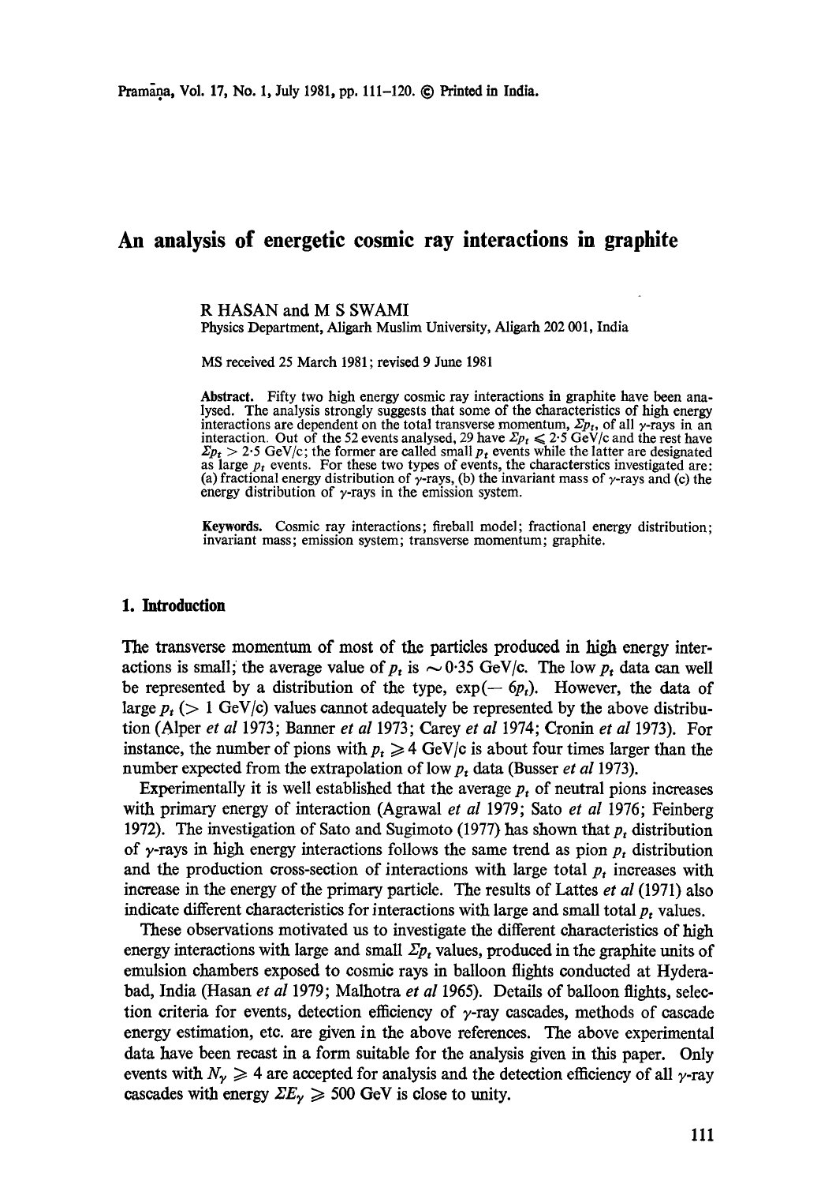# An analysis of energetic cosmic ray interactions in graphite

R HASAN and M S SWAMI

Physics Department, Aligarh Muslim University, Aligarh 202 001, India

MS received 25 March 1981; revised 9 June 1981

**Abstract.** Fifty two high energy cosmic ray interactions in graphite have been analysed. The analysis strongly suggests that some of the characteristics of high energy interactions are dependent on the total transverse momentum, $\Sigma p_t$, of all $\gamma$-rays in an interaction. Out of the 52 events analysed, 29 have $\Sigma p_t \leqslant 2.5$ GeV/c and the rest have $\Sigma p_t > 2.5$ GeV/c; the former are called small $p_t$ events while the latter are designated as large $p_t$ events. For these two types of events, the characterstics investigated are: (a) fractional energy distribution of $\gamma$-rays, (b) the invariant mass of $\gamma$-rays and (c) the energy distribution of $\gamma$-rays in the emission system.

**Keywords.** Cosmic ray interactions; fireball model; fractional energy distribution; invariant mass; emission system; transverse momentum; graphite.

## 1. Introduction

The transverse momentum of most of the particles produced in high energy interactions is small; the average value of $p_t$ is $\sim 0.35$ GeV/c. The low $p_t$ data can well be represented by a distribution of the type, $\exp(-6p_t)$. However, the data of large $p_t$ ($> 1$ GeV/c) values cannot adequately be represented by the above distribution (Alper *et al* 1973; Banner *et al* 1973; Carey *et al* 1974; Cronin *et al* 1973). For instance, the number of pions with $p_t \geqslant 4$ GeV/c is about four times larger than the number expected from the extrapolation of low $p_t$ data (Busser *et al* 1973).

Experimentally it is well established that the average $p_t$ of neutral pions increases with primary energy of interaction (Agrawal *et al* 1979; Sato *et al* 1976; Feinberg 1972). The investigation of Sato and Sugimoto (1977) has shown that $p_t$ distribution of $\gamma$-rays in high energy interactions follows the same trend as pion $p_t$ distribution and the production cross-section of interactions with large total $p_t$ increases with increase in the energy of the primary particle. The results of Lattes *et al* (1971) also indicate different characteristics for interactions with large and small total $p_t$ values.

These observations motivated us to investigate the different characteristics of high energy interactions with large and small $\Sigma p_t$ values, produced in the graphite units of emulsion chambers exposed to cosmic rays in balloon flights conducted at Hyderabad, India (Hasan *et al* 1979; Malhotra *et al* 1965). Details of balloon flights, selection criteria for events, detection efficiency of $\gamma$-ray cascades, methods of cascade energy estimation, etc. are given in the above references. The above experimental data have been recast in a form suitable for the analysis given in this paper. Only events with $N_\gamma \geqslant 4$ are accepted for analysis and the detection efficiency of all $\gamma$-ray cascades with energy $\Sigma E_\gamma \geqslant 500$ GeV is close to unity.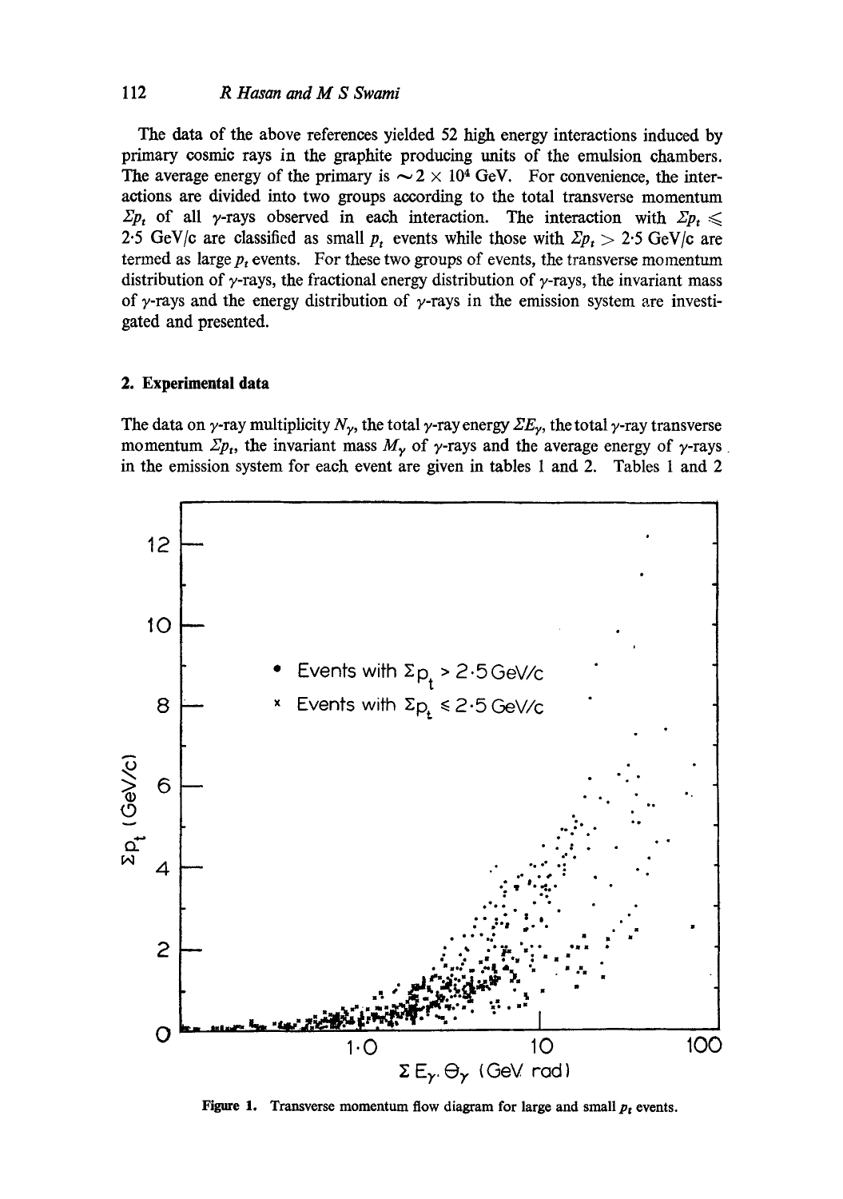The data of the above references yielded 52 high energy interactions induced by primary cosmic rays in the graphite producing units of the emulsion chambers. The average energy of the primary is $\sim 2 \times 10^4$ GeV. For convenience, the interactions are divided into two groups according to the total transverse momentum $\Sigma p_t$ of all $\gamma$-rays observed in each interaction. The interaction with $\Sigma p_t \leqslant$ 2·5 GeV/c are classified as small $p_t$ events while those with $\Sigma p_t > 2{\cdot}5$ GeV/c are termed as large $p_t$ events. For these two groups of events, the transverse momentum distribution of $\gamma$-rays, the fractional energy distribution of $\gamma$-rays, the invariant mass of $\gamma$-rays and the energy distribution of $\gamma$-rays in the emission system are investigated and presented.

## 2. Experimental data

The data on $\gamma$-ray multiplicity $N_\gamma$, the total $\gamma$-ray energy $\Sigma E_\gamma$, the total $\gamma$-ray transverse momentum $\Sigma p_t$, the invariant mass $M_\gamma$ of $\gamma$-rays and the average energy of $\gamma$-rays in the emission system for each event are given in tables 1 and 2. Tables 1 and 2

**Figure 1.** Transverse momentum flow diagram for large and small $p_t$ events.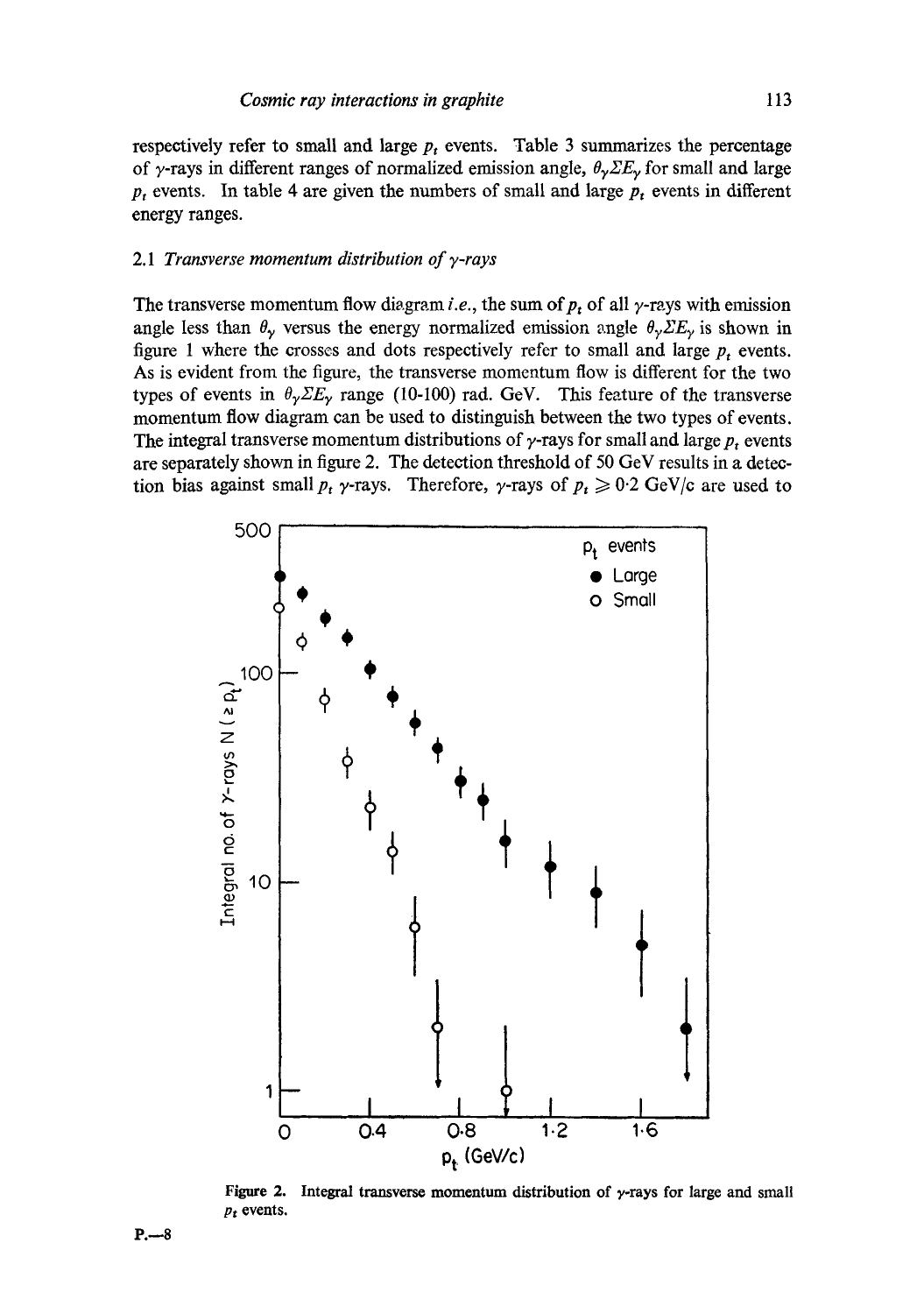respectively refer to small and large $p_t$ events. Table 3 summarizes the percentage of $\gamma$-rays in different ranges of normalized emission angle, $\theta_\gamma \Sigma E_\gamma$ for small and large $p_t$ events. In table 4 are given the numbers of small and large $p_t$ events in different energy ranges.

### 2.1 *Transverse momentum distribution of $\gamma$-rays*

The transverse momentum flow diagram *i.e.*, the sum of $p_t$ of all $\gamma$-rays with emission angle less than $\theta_\gamma$ versus the energy normalized emission angle $\theta_\gamma \Sigma E_\gamma$ is shown in figure 1 where the crosses and dots respectively refer to small and large $p_t$ events. As is evident from the figure, the transverse momentum flow is different for the two types of events in $\theta_\gamma \Sigma E_\gamma$ range (10-100) rad. GeV. This feature of the transverse momentum flow diagram can be used to distinguish between the two types of events. The integral transverse momentum distributions of $\gamma$-rays for small and large $p_t$ events are separately shown in figure 2. The detection threshold of 50 GeV results in a detection bias against small $p_t$ $\gamma$-rays. Therefore, $\gamma$-rays of $p_t \geqslant 0{\cdot}2$ GeV/c are used to

**Figure 2.** Integral transverse momentum distribution of $\gamma$-rays for large and small $p_t$ events.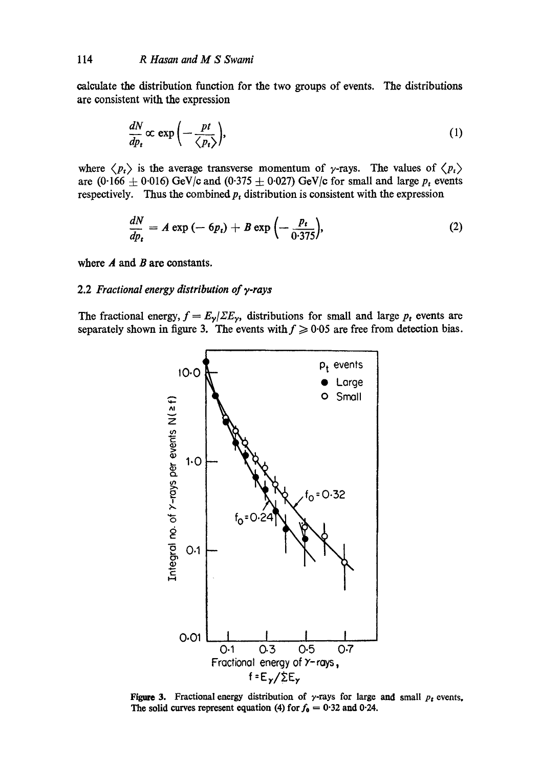calculate the distribution function for the two groups of events. The distributions are consistent with the expression

$$\frac{dN}{dp_t} \propto \exp\left(-\frac{pt}{\langle p_t \rangle}\right), \tag{1}$$

where $\langle p_t \rangle$ is the average transverse momentum of $\gamma$-rays. The values of $\langle p_t \rangle$ are $(0{\cdot}166 \pm 0{\cdot}016)$ GeV/c and $(0{\cdot}375 \pm 0{\cdot}027)$ GeV/c for small and large $p_t$ events respectively. Thus the combined $p_t$ distribution is consistent with the expression

$$\frac{dN}{dp_t} = A \exp(-6p_t) + B \exp\left(-\frac{p_t}{0{\cdot}375}\right), \tag{2}$$

where $A$ and $B$ are constants.

### 2.2 *Fractional energy distribution of γ-rays*

The fractional energy, $f = E_\gamma / \Sigma E_\gamma$, distributions for small and large $p_t$ events are separately shown in figure 3. The events with $f \geq 0{\cdot}05$ are free from detection bias.

**Figure 3.** Fractional energy distribution of $\gamma$-rays for large and small $p_t$ events. The solid curves represent equation (4) for $f_0 = 0{\cdot}32$ and $0{\cdot}24$.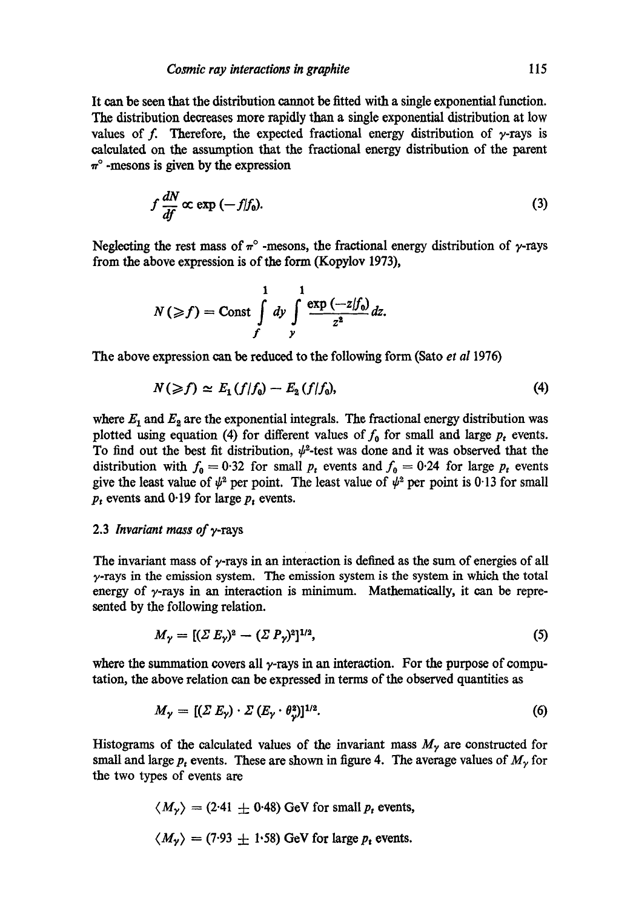It can be seen that the distribution cannot be fitted with a single exponential function. The distribution decreases more rapidly than a single exponential distribution at low values of $f$. Therefore, the expected fractional energy distribution of $\gamma$-rays is calculated on the assumption that the fractional energy distribution of the parent $\pi^0$ -mesons is given by the expression

$$f\frac{dN}{df} \propto \exp(-f/f_0). \tag{3}$$

Neglecting the rest mass of $\pi^0$ -mesons, the fractional energy distribution of $\gamma$-rays from the above expression is of the form (Kopylov 1973),

$$N(\geqslant f) = \text{Const} \int_f^1 dy \int_y^1 \frac{\exp(-z/f_0)}{z^2} dz.$$

The above expression can be reduced to the following form (Sato *et al* 1976)

$$N(\geqslant f) \simeq E_1(f/f_0) - E_2(f/f_0), \tag{4}$$

where $E_1$ and $E_2$ are the exponential integrals. The fractional energy distribution was plotted using equation (4) for different values of $f_0$ for small and large $p_t$ events. To find out the best fit distribution, $\psi^2$-test was done and it was observed that the distribution with $f_0 = 0{\cdot}32$ for small $p_t$ events and $f_0 = 0{\cdot}24$ for large $p_t$ events give the least value of $\psi^2$ per point. The least value of $\psi^2$ per point is 0·13 for small $p_t$ events and 0·19 for large $p_t$ events.

### 2.3 *Invariant mass of $\gamma$-rays*

The invariant mass of $\gamma$-rays in an interaction is defined as the sum of energies of all $\gamma$-rays in the emission system. The emission system is the system in which the total energy of $\gamma$-rays in an interaction is minimum. Mathematically, it can be represented by the following relation.

$$M_\gamma = [(\Sigma E_\gamma)^2 - (\Sigma P_\gamma)^2]^{1/2}, \tag{5}$$

where the summation covers all $\gamma$-rays in an interaction. For the purpose of computation, the above relation can be expressed in terms of the observed quantities as

$$M_\gamma = [(\Sigma E_\gamma) \cdot \Sigma (E_\gamma \cdot \theta_\gamma^2)]^{1/2}. \tag{6}$$

Histograms of the calculated values of the invariant mass $M_\gamma$ are constructed for small and large $p_t$ events. These are shown in figure 4. The average values of $M_\gamma$ for the two types of events are

$$\langle M_\gamma \rangle = (2{\cdot}41 \pm 0{\cdot}48) \text{ GeV for small } p_t \text{ events,}$$

$$\langle M_\gamma \rangle = (7{\cdot}93 \pm 1{\cdot}58) \text{ GeV for large } p_t \text{ events.}$$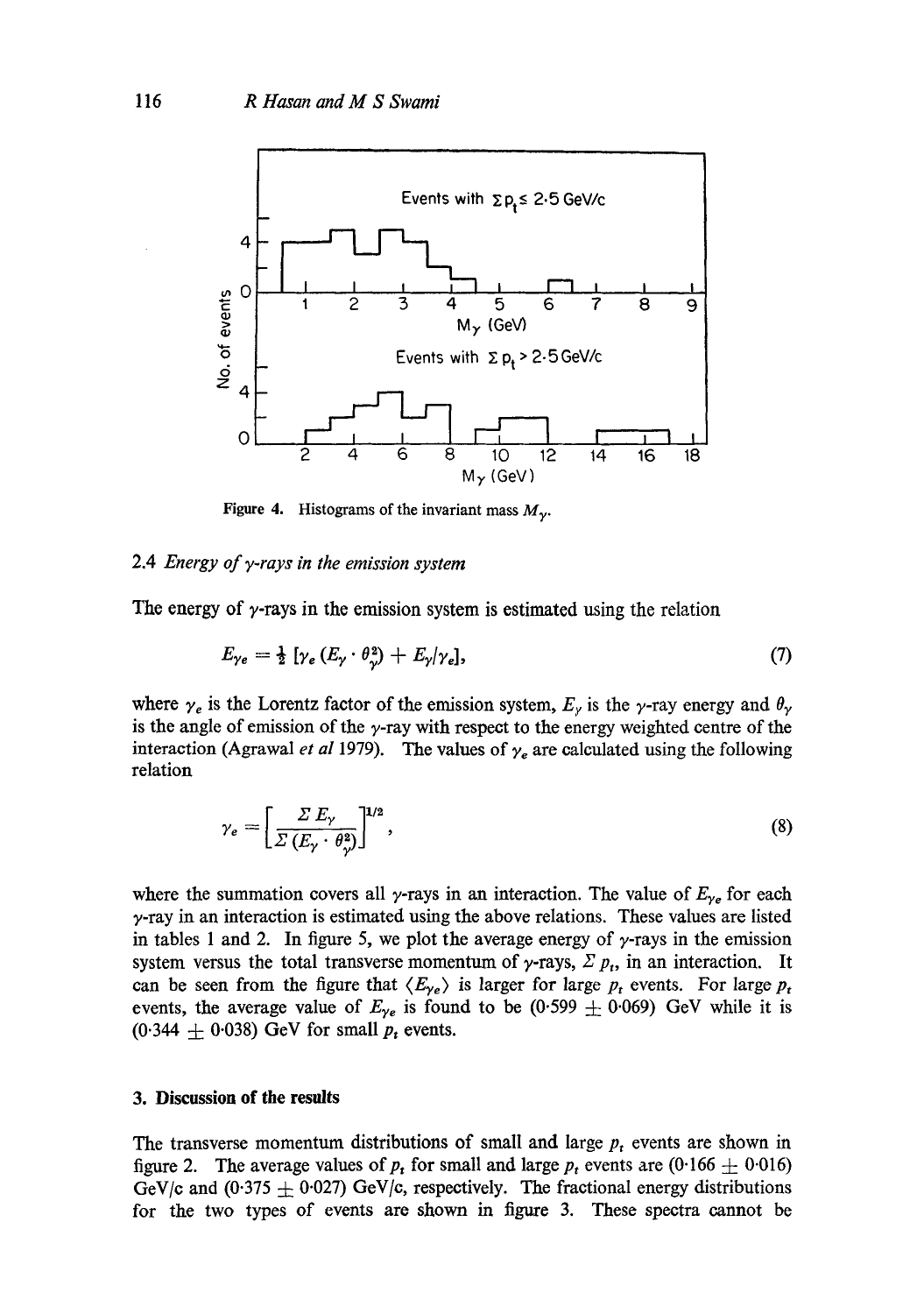Figure 4. Histograms of the invariant mass $M_\gamma$.

### 2.4 *Energy of γ-rays in the emission system*

The energy of γ-rays in the emission system is estimated using the relation

$$E_{\gamma e} = \tfrac{1}{2}\,[\gamma_e\,(E_\gamma \cdot \theta_\gamma^2) + E_\gamma/\gamma_e], \tag{7}$$

where $\gamma_e$ is the Lorentz factor of the emission system, $E_\gamma$ is the γ-ray energy and $\theta_\gamma$ is the angle of emission of the γ-ray with respect to the energy weighted centre of the interaction (Agrawal *et al* 1979). The values of $\gamma_e$ are calculated using the following relation

$$\gamma_e = \left[\frac{\Sigma\, E_\gamma}{\Sigma\,(E_\gamma \cdot \theta_\gamma^2)}\right]^{1/2}, \tag{8}$$

where the summation covers all γ-rays in an interaction. The value of $E_{\gamma e}$ for each γ-ray in an interaction is estimated using the above relations. These values are listed in tables 1 and 2. In figure 5, we plot the average energy of γ-rays in the emission system versus the total transverse momentum of γ-rays, $\Sigma\, p_t$, in an interaction. It can be seen from the figure that $\langle E_{\gamma e}\rangle$ is larger for large $p_t$ events. For large $p_t$ events, the average value of $E_{\gamma e}$ is found to be $(0{\cdot}599 \pm 0{\cdot}069)$ GeV while it is $(0{\cdot}344 \pm 0{\cdot}038)$ GeV for small $p_t$ events.

## 3. Discussion of the results

The transverse momentum distributions of small and large $p_t$ events are shown in figure 2. The average values of $p_t$ for small and large $p_t$ events are $(0{\cdot}166 \pm 0{\cdot}016)$ GeV/c and $(0{\cdot}375 \pm 0{\cdot}027)$ GeV/c, respectively. The fractional energy distributions for the two types of events are shown in figure 3. These spectra cannot be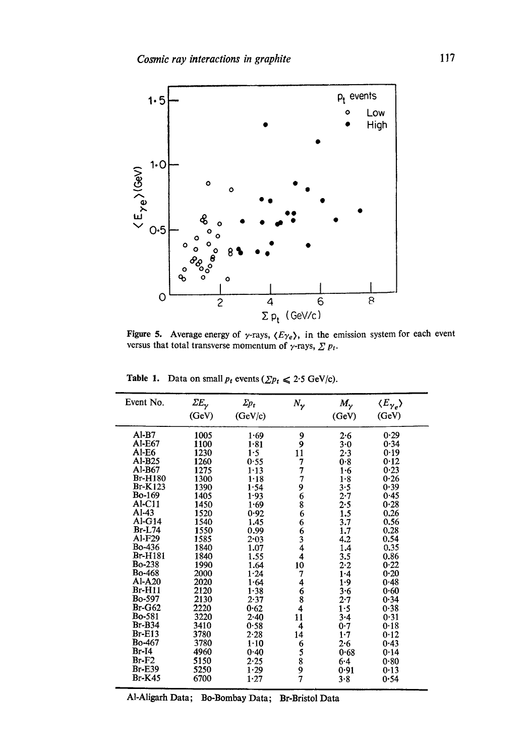Figure 5. Average energy of γ-rays, $\langle E\gamma_e \rangle$, in the emission system for each event versus that total transverse momentum of γ-rays, $\Sigma\, p_t$.

Table 1. Data on small $p_t$ events ($\Sigma p_t \leqslant 2 \cdot 5$ GeV/c).

| Event No. | $\Sigma E_\gamma$ (GeV) | $\Sigma p_t$ (GeV/c) | $N_\gamma$ | $M_\gamma$ (GeV) | $\langle E_{\gamma_e} \rangle$ (GeV) |
|---|---|---|---|---|---|
| Al-B7 | 1005 | 1·69 | 9 | 2·6 | 0·29 |
| Al-E67 | 1100 | 1·81 | 9 | 3·0 | 0·34 |
| Al-E6 | 1230 | 1·5 | 11 | 2·3 | 0·19 |
| Al-B25 | 1260 | 0·55 | 7 | 0·8 | 0·12 |
| Al-B67 | 1275 | 1·13 | 7 | 1·6 | 0·23 |
| Br-H180 | 1300 | 1·18 | 7 | 1·8 | 0·26 |
| Br-K123 | 1390 | 1·54 | 9 | 3·5 | 0·39 |
| Bo-169 | 1405 | 1·93 | 6 | 2·7 | 0·45 |
| Al-C11 | 1450 | 1·69 | 8 | 2·5 | 0·28 |
| Al-43 | 1520 | 0·92 | 6 | 1·5 | 0.26 |
| Al-G14 | 1540 | 1.45 | 6 | 3.7 | 0.56 |
| Br-L74 | 1550 | 0.99 | 6 | 1.7 | 0.28 |
| Al-F29 | 1585 | 2·03 | 3 | 4.2 | 0.54 |
| Bo-436 | 1840 | 1.07 | 4 | 1.4 | 0.35 |
| Br-H181 | 1840 | 1.55 | 4 | 3.5 | 0.86 |
| Bo-238 | 1990 | 1.64 | 10 | 2·2 | 0·22 |
| Bo-468 | 2000 | 1·24 | 7 | 1·4 | 0·20 |
| Al-A20 | 2020 | 1·64 | 4 | 1·9 | 0·48 |
| Br-H11 | 2120 | 1·38 | 6 | 3·6 | 0·60 |
| Bo-597 | 2130 | 2·37 | 8 | 2·7 | 0·34 |
| Br-G62 | 2220 | 0·62 | 4 | 1·5 | 0·38 |
| Bo-581 | 3220 | 2·40 | 11 | 3·4 | 0·31 |
| Br-B34 | 3410 | 0·58 | 4 | 0·7 | 0·18 |
| Br-E13 | 3780 | 2·28 | 14 | 1·7 | 0·12 |
| Bo-467 | 3780 | 1·10 | 6 | 2·6 | 0·43 |
| Br-I4 | 4960 | 0·40 | 5 | 0·68 | 0·14 |
| Br-F2 | 5150 | 2·25 | 8 | 6·4 | 0·80 |
| Br-E39 | 5250 | 1·29 | 9 | 0·91 | 0·13 |
| Br-K45 | 6700 | 1·27 | 7 | 3·8 | 0·54 |

Al-Aligarh Data; Bo-Bombay Data; Br-Bristol Data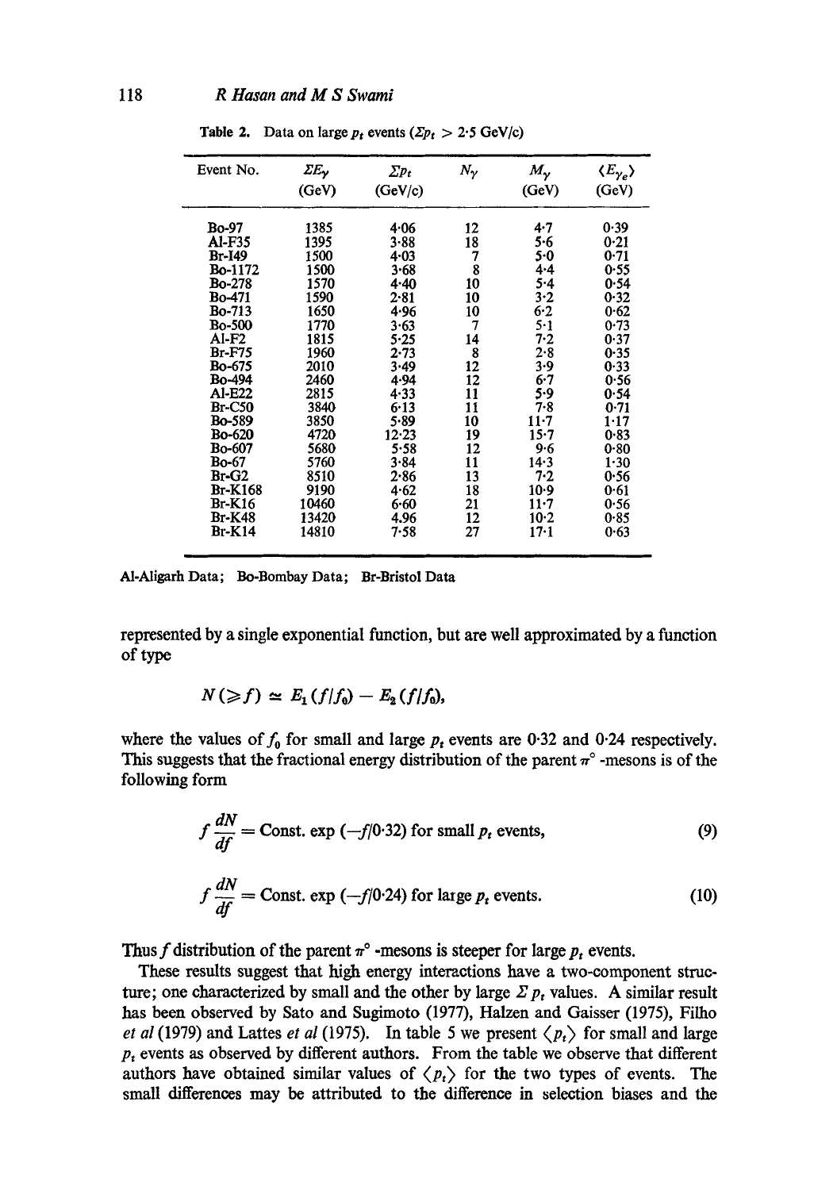Table 2. Data on large $p_t$ events ($\Sigma p_t > 2{\cdot}5$ GeV/c)

| Event No. | $\Sigma E_\gamma$ (GeV) | $\Sigma p_t$ (GeV/c) | $N_\gamma$ | $M_\gamma$ (GeV) | $\langle E_{\gamma_e} \rangle$ (GeV) |
|---|---|---|---|---|---|
| Bo-97 | 1385 | 4·06 | 12 | 4·7 | 0·39 |
| Al-F35 | 1395 | 3·88 | 18 | 5·6 | 0·21 |
| Br-I49 | 1500 | 4·03 | 7 | 5·0 | 0·71 |
| Bo-1172 | 1500 | 3·68 | 8 | 4·4 | 0·55 |
| Bo-278 | 1570 | 4·40 | 10 | 5·4 | 0·54 |
| Bo-471 | 1590 | 2·81 | 10 | 3·2 | 0·32 |
| Bo-713 | 1650 | 4·96 | 10 | 6·2 | 0·62 |
| Bo-500 | 1770 | 3·63 | 7 | 5·1 | 0·73 |
| Al-F2 | 1815 | 5·25 | 14 | 7·2 | 0·37 |
| Br-F75 | 1960 | 2·73 | 8 | 2·8 | 0·35 |
| Bo-675 | 2010 | 3·49 | 12 | 3·9 | 0·33 |
| Bo-494 | 2460 | 4·94 | 12 | 6·7 | 0·56 |
| Al-E22 | 2815 | 4·33 | 11 | 5·9 | 0·54 |
| Br-C50 | 3840 | 6·13 | 11 | 7·8 | 0·71 |
| Bo-589 | 3850 | 5·89 | 10 | 11·7 | 1·17 |
| Bo-620 | 4720 | 12·23 | 19 | 15·7 | 0·83 |
| Bo-607 | 5680 | 5·58 | 12 | 9·6 | 0·80 |
| Bo-67 | 5760 | 3·84 | 11 | 14·3 | 1·30 |
| Br-G2 | 8510 | 2·86 | 13 | 7·2 | 0·56 |
| Br-K168 | 9190 | 4·62 | 18 | 10·9 | 0·61 |
| Br-K16 | 10460 | 6·60 | 21 | 11·7 | 0·56 |
| Br-K48 | 13420 | 4·96 | 12 | 10·2 | 0·85 |
| Br-K14 | 14810 | 7·58 | 27 | 17·1 | 0·63 |

Al-Aligarh Data; Bo-Bombay Data; Br-Bristol Data

represented by a single exponential function, but are well approximated by a function of type

$$N(\geqslant f) \simeq E_1(f/f_0) - E_2(f/f_0),$$

where the values of $f_0$ for small and large $p_t$ events are 0·32 and 0·24 respectively. This suggests that the fractional energy distribution of the parent $\pi^\circ$-mesons is of the following form

$$f\frac{dN}{df} = \text{Const. } \exp(-f/0{\cdot}32) \text{ for small } p_t \text{ events,} \tag{9}$$

$$f\frac{dN}{df} = \text{Const. } \exp(-f/0{\cdot}24) \text{ for large } p_t \text{ events.} \tag{10}$$

Thus $f$ distribution of the parent $\pi^\circ$-mesons is steeper for large $p_t$ events.

These results suggest that high energy interactions have a two-component structure; one characterized by small and the other by large $\Sigma p_t$ values. A similar result has been observed by Sato and Sugimoto (1977), Halzen and Gaisser (1975), Filho *et al* (1979) and Lattes *et al* (1975). In table 5 we present $\langle p_t \rangle$ for small and large $p_t$ events as observed by different authors. From the table we observe that different authors have obtained similar values of $\langle p_t \rangle$ for the two types of events. The small differences may be attributed to the difference in selection biases and the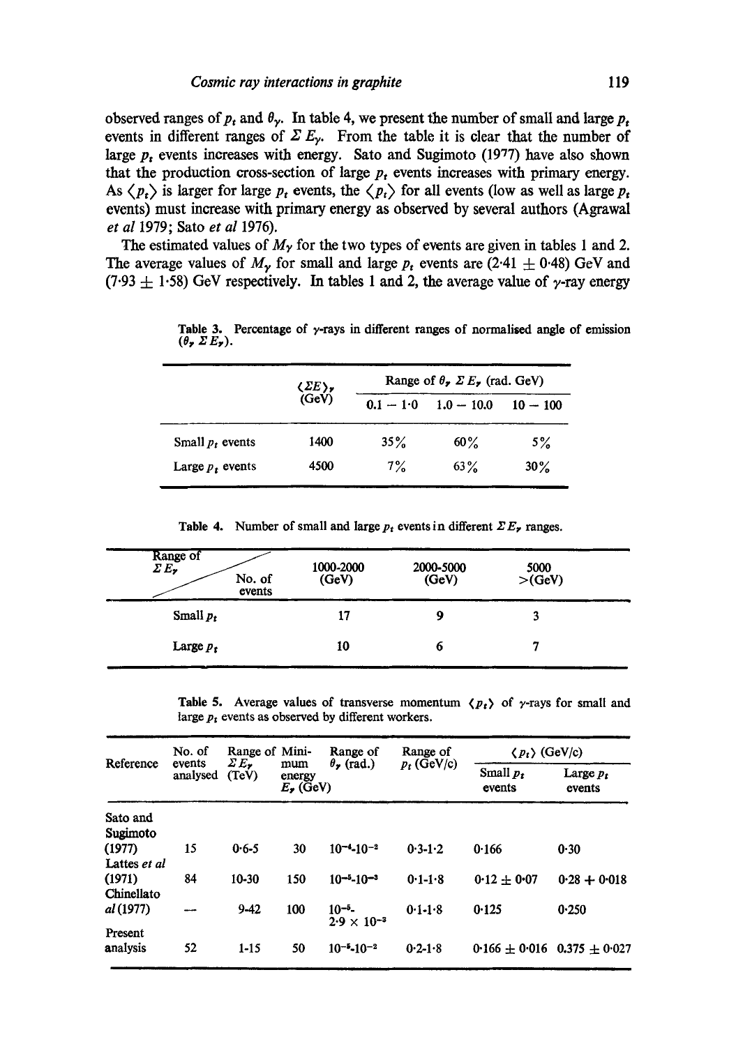observed ranges of $p_t$ and $\theta_\gamma$. In table 4, we present the number of small and large $p_t$ events in different ranges of $\Sigma E_\gamma$. From the table it is clear that the number of large $p_t$ events increases with energy. Sato and Sugimoto (1977) have also shown that the production cross-section of large $p_t$ events increases with primary energy. As $\langle p_t \rangle$ is larger for large $p_t$ events, the $\langle p_t \rangle$ for all events (low as well as large $p_t$ events) must increase with primary energy as observed by several authors (Agrawal *et al* 1979; Sato *et al* 1976).

The estimated values of $M_\gamma$ for the two types of events are given in tables 1 and 2. The average values of $M_\gamma$ for small and large $p_t$ events are (2·41 ± 0·48) GeV and (7·93 ± 1·58) GeV respectively. In tables 1 and 2, the average value of $\gamma$-ray energy

**Table 3.** Percentage of $\gamma$-rays in different ranges of normalised angle of emission ($\theta_\gamma \, \Sigma E_\gamma$).

| | $\langle \Sigma E \rangle_\gamma$ (GeV) | Range of $\theta_\gamma \, \Sigma E_\gamma$ (rad. GeV) | | |
|---|---|---|---|---|
| | | 0.1 – 1·0 | 1.0 – 10.0 | 10 – 100 |
| Small $p_t$ events | 1400 | 35% | 60% | 5% |
| Large $p_t$ events | 4500 | 7% | 63% | 30% |

**Table 4.** Number of small and large $p_t$ events in different $\Sigma E_\gamma$ ranges.

| Range of $\Sigma E_\gamma$ / No. of events | 1000-2000 (GeV) | 2000-5000 (GeV) | 5000 >(GeV) |
|---|---|---|---|
| Small $p_t$ | 17 | 9 | 3 |
| Large $p_t$ | 10 | 6 | 7 |

**Table 5.** Average values of transverse momentum $\langle p_t \rangle$ of $\gamma$-rays for small and large $p_t$ events as observed by different workers.

| Reference | No. of events analysed | Range of $\Sigma E_\gamma$ (TeV) | Minimum energy $E_\gamma$ (GeV) | Range of $\theta_\gamma$ (rad.) | Range of $p_t$ (GeV/c) | $\langle p_t \rangle$ (GeV/c) | |
|---|---|---|---|---|---|---|---|
| | | | | | | Small $p_t$ events | Large $p_t$ events |
| Sato and Sugimoto (1977) | 15 | 0·6-5 | 30 | $10^{-4}$-$10^{-2}$ | 0·3-1·2 | 0·166 | 0·30 |
| Lattes *et al* (1971) | 84 | 10-30 | 150 | $10^{-5}$-$10^{-3}$ | 0·1-1·8 | 0·12 ± 0·07 | 0·28 + 0·018 |
| Chinellato *al* (1977) | — | 9-42 | 100 | $10^{-5}$-$2{\cdot}9 \times 10^{-3}$ | 0·1-1·8 | 0·125 | 0·250 |
| Present analysis | 52 | 1-15 | 50 | $10^{-5}$-$10^{-2}$ | 0·2-1·8 | 0·166 ± 0·016 | 0.375 ± 0·027 |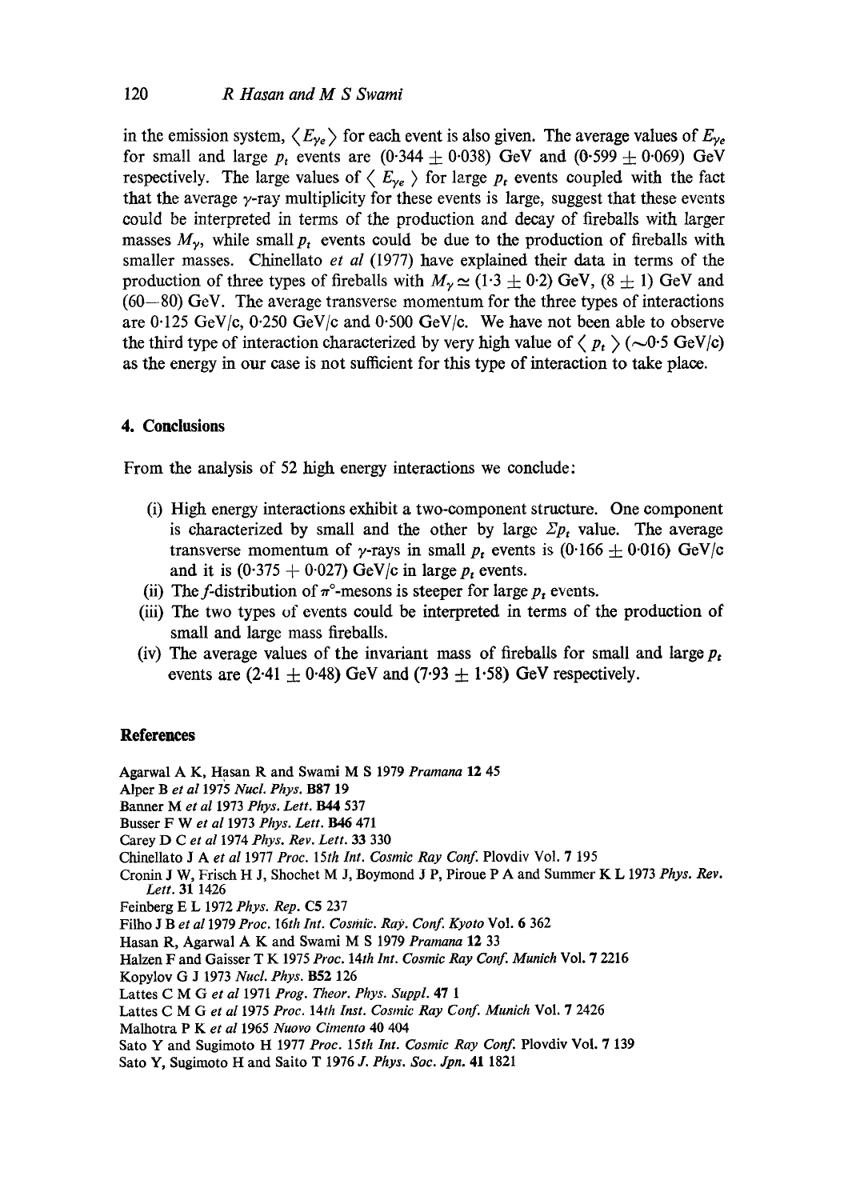in the emission system, $\langle E_{\gamma e} \rangle$ for each event is also given. The average values of $E_{\gamma e}$ for small and large $p_t$ events are $(0{\cdot}344 \pm 0{\cdot}038)$ GeV and $(0{\cdot}599 \pm 0{\cdot}069)$ GeV respectively. The large values of $\langle E_{\gamma e} \rangle$ for large $p_t$ events coupled with the fact that the average $\gamma$-ray multiplicity for these events is large, suggest that these events could be interpreted in terms of the production and decay of fireballs with larger masses $M_\gamma$, while small $p_t$ events could be due to the production of fireballs with smaller masses. Chinellato *et al* (1977) have explained their data in terms of the production of three types of fireballs with $M_\gamma \simeq (1{\cdot}3 \pm 0{\cdot}2)$ GeV, $(8 \pm 1)$ GeV and (60–80) GeV. The average transverse momentum for the three types of interactions are 0·125 GeV/c, 0·250 GeV/c and 0·500 GeV/c. We have not been able to observe the third type of interaction characterized by very high value of $\langle p_t \rangle$ ($\sim$0·5 GeV/c) as the energy in our case is not sufficient for this type of interaction to take place.

## 4. Conclusions

From the analysis of 52 high energy interactions we conclude:

(i) High energy interactions exhibit a two-component structure. One component is characterized by small and the other by large $\Sigma p_t$ value. The average transverse momentum of $\gamma$-rays in small $p_t$ events is $(0{\cdot}166 \pm 0{\cdot}016)$ GeV/c and it is $(0{\cdot}375 + 0{\cdot}027)$ GeV/c in large $p_t$ events.

(ii) The $f$-distribution of $\pi^\circ$-mesons is steeper for large $p_t$ events.

(iii) The two types of events could be interpreted in terms of the production of small and large mass fireballs.

(iv) The average values of the invariant mass of fireballs for small and large $p_t$ events are $(2{\cdot}41 \pm 0{\cdot}48)$ GeV and $(7{\cdot}93 \pm 1{\cdot}58)$ GeV respectively.

## References

Agarwal A K, Hasan R and Swami M S 1979 *Pramana* **12** 45

Alper B *et al* 1975 *Nucl. Phys.* **B87** 19

Banner M *et al* 1973 *Phys. Lett.* **B44** 537

Busser F W *et al* 1973 *Phys. Lett.* **B46** 471

Carey D C *et al* 1974 *Phys. Rev. Lett.* **33** 330

Chinellato J A *et al* 1977 *Proc. 15th Int. Cosmic Ray Conf.* Plovdiv Vol. **7** 195

Cronin J W, Frisch H J, Shochet M J, Boymond J P, Piroue P A and Summer K L 1973 *Phys. Rev. Lett.* **31** 1426

Feinberg E L 1972 *Phys. Rep.* **C5** 237

Filho J B *et al* 1979 *Proc. 16th Int. Cosmic. Ray. Conf. Kyoto* Vol. **6** 362

Hasan R, Agarwal A K and Swami M S 1979 *Pramana* **12** 33

Halzen F and Gaisser T K 1975 *Proc. 14th Int. Cosmic Ray Conf. Munich* Vol. **7** 2216

Kopylov G J 1973 *Nucl. Phys.* **B52** 126

Lattes C M G *et al* 1971 *Prog. Theor. Phys. Suppl.* **47** 1

Lattes C M G *et al* 1975 *Proc. 14th Inst. Cosmic Ray Conf. Munich* Vol. **7** 2426

Malhotra P K *et al* 1965 *Nuovo Cimento* **40** 404

Sato Y and Sugimoto H 1977 *Proc. 15th Int. Cosmic Ray Conf.* Plovdiv Vol. **7** 139

Sato Y, Sugimoto H and Saito T 1976 *J. Phys. Soc. Jpn.* **41** 1821